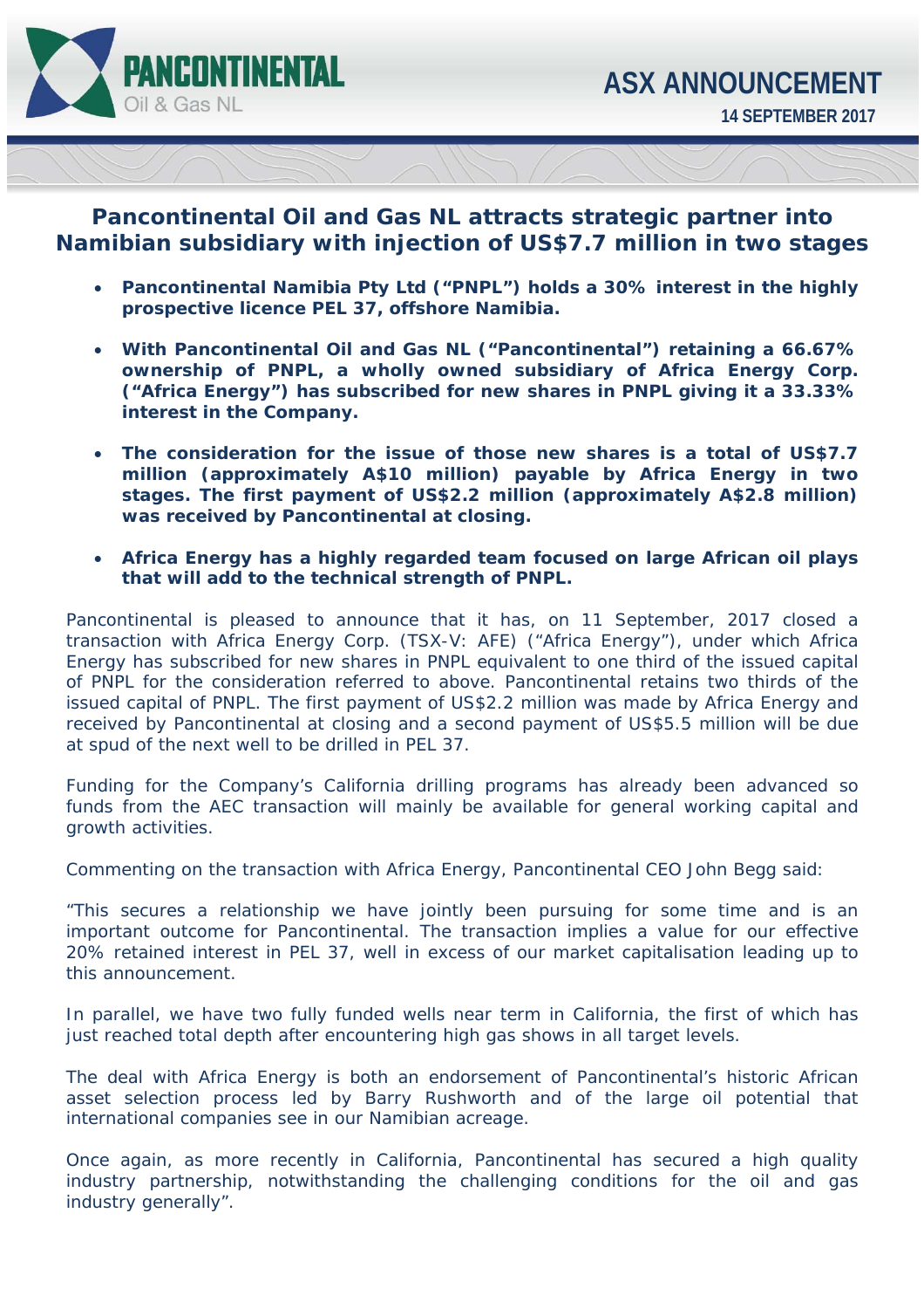PANCONTINENTAL Oil & Gas NL

ASX ANNOUNCEMENT

14 SEPTEMBER 2017

## Pancontinental Oil and Gas NL attracts strategic partner into Namibian subsidiary with injection of US$7.7 million in two stages

- **Pancontinental Namibia Pty Ltd ("PNPL") holds a 30% interest in the highly prospective licence PEL 37, offshore Namibia.**
- **With Pancontinental Oil and Gas NL ("Pancontinental") retaining a 66.67% ownership of PNPL, a wholly owned subsidiary of Africa Energy Corp. ("Africa Energy") has subscribed for new shares in PNPL giving it a 33.33% interest in the Company.**
- **The consideration for the issue of those new shares is a total of US$7.7 million (approximately A$10 million) payable by Africa Energy in two stages. The first payment of US$2.2 million (approximately A$2.8 million) was received by Pancontinental at closing.**
- **Africa Energy has a highly regarded team focused on large African oil plays that will add to the technical strength of PNPL.**

Pancontinental is pleased to announce that it has, on 11 September, 2017 closed a transaction with Africa Energy Corp. (TSX-V: AFE) ("Africa Energy"), under which Africa Energy has subscribed for new shares in PNPL equivalent to one third of the issued capital of PNPL for the consideration referred to above. Pancontinental retains two thirds of the issued capital of PNPL. The first payment of US$2.2 million was made by Africa Energy and received by Pancontinental at closing and a second payment of US$5.5 million will be due at spud of the next well to be drilled in PEL 37.

Funding for the Company's California drilling programs has already been advanced so funds from the AEC transaction will mainly be available for general working capital and growth activities.

Commenting on the transaction with Africa Energy, Pancontinental CEO John Begg said:

"This secures a relationship we have jointly been pursuing for some time and is an important outcome for Pancontinental. The transaction implies a value for our effective 20% retained interest in PEL 37, well in excess of our market capitalisation leading up to this announcement.

In parallel, we have two fully funded wells near term in California, the first of which has just reached total depth after encountering high gas shows in all target levels.

The deal with Africa Energy is both an endorsement of Pancontinental's historic African asset selection process led by Barry Rushworth and of the large oil potential that international companies see in our Namibian acreage.

Once again, as more recently in California, Pancontinental has secured a high quality industry partnership, notwithstanding the challenging conditions for the oil and gas industry generally".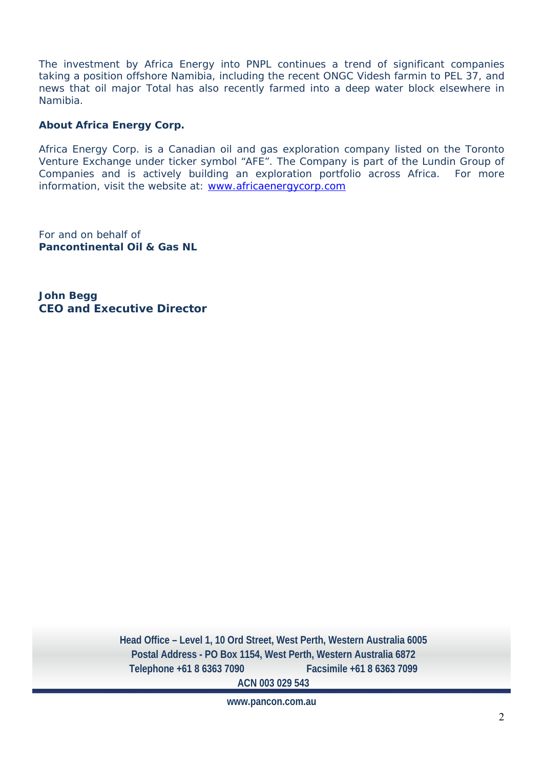The investment by Africa Energy into PNPL continues a trend of significant companies taking a position offshore Namibia, including the recent ONGC Videsh farmin to PEL 37, and news that oil major Total has also recently farmed into a deep water block elsewhere in Namibia.

**About Africa Energy Corp.**

Africa Energy Corp. is a Canadian oil and gas exploration company listed on the Toronto Venture Exchange under ticker symbol "AFE". The Company is part of the Lundin Group of Companies and is actively building an exploration portfolio across Africa. For more information, visit the website at: www.africaenergycorp.com

For and on behalf of
**Pancontinental Oil & Gas NL**

**John Begg**
**CEO and Executive Director**

**Head Office – Level 1, 10 Ord Street, West Perth, Western Australia 6005**
**Postal Address - PO Box 1154, West Perth, Western Australia 6872**
**Telephone +61 8 6363 7090 Facsimile +61 8 6363 7099**
**ACN 003 029 543**

**www.pancon.com.au**